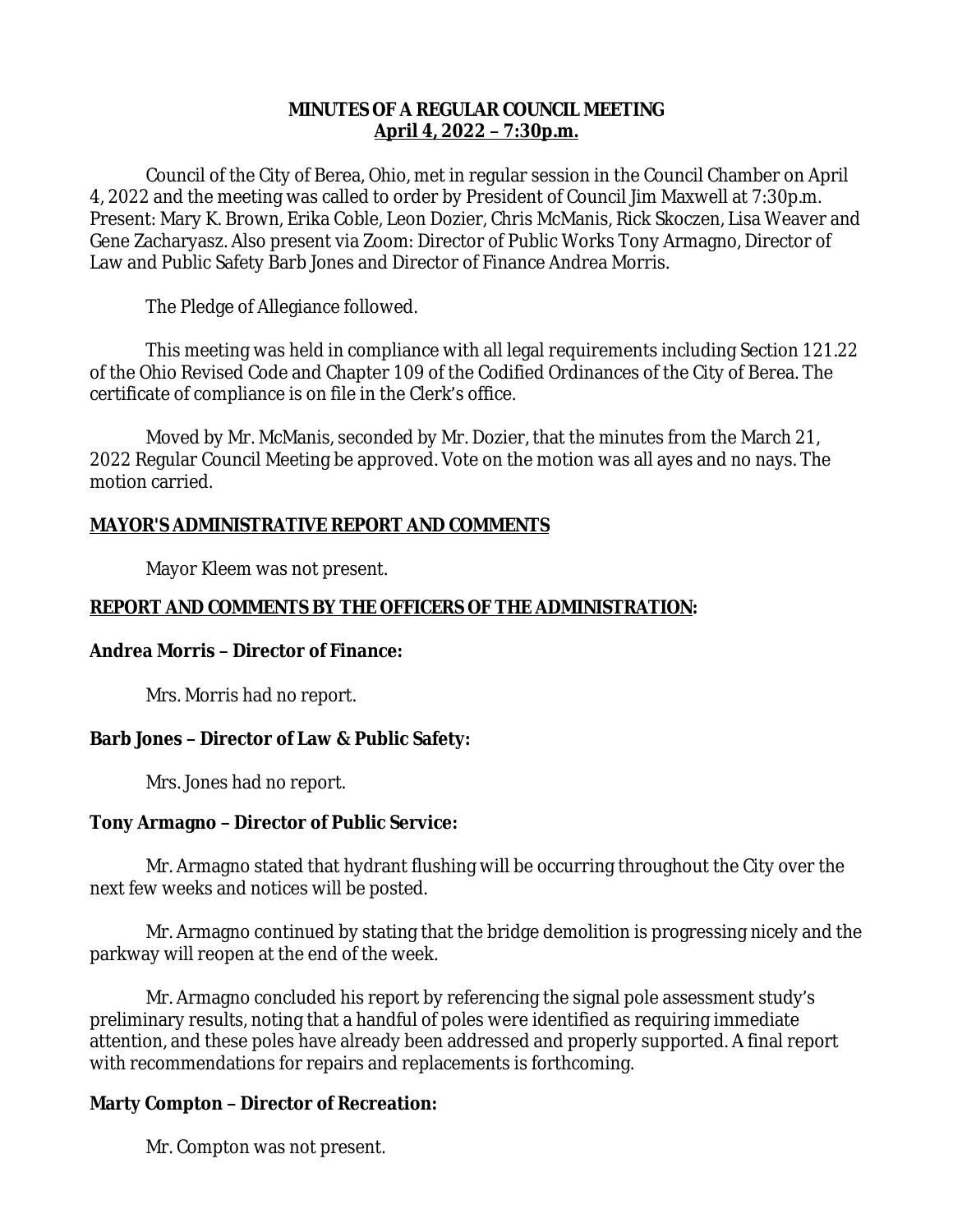**MINUTES OF A REGULAR COUNCIL MEETING**
**April 4, 2022 – 7:30p.m.**

Council of the City of Berea, Ohio, met in regular session in the Council Chamber on April 4, 2022 and the meeting was called to order by President of Council Jim Maxwell at 7:30p.m. Present: Mary K. Brown, Erika Coble, Leon Dozier, Chris McManis, Rick Skoczen, Lisa Weaver and Gene Zacharyasz. Also present via Zoom: Director of Public Works Tony Armagno, Director of Law and Public Safety Barb Jones and Director of Finance Andrea Morris.

The Pledge of Allegiance followed.

This meeting was held in compliance with all legal requirements including Section 121.22 of the Ohio Revised Code and Chapter 109 of the Codified Ordinances of the City of Berea. The certificate of compliance is on file in the Clerk's office.

Moved by Mr. McManis, seconded by Mr. Dozier, that the minutes from the March 21, 2022 Regular Council Meeting be approved. Vote on the motion was all ayes and no nays. The motion carried.

## MAYOR'S ADMINISTRATIVE REPORT AND COMMENTS

Mayor Kleem was not present.

## REPORT AND COMMENTS BY THE OFFICERS OF THE ADMINISTRATION:

**Andrea Morris – Director of Finance:**

Mrs. Morris had no report.

**Barb Jones – Director of Law & Public Safety:**

Mrs. Jones had no report.

**Tony Armagno – Director of Public Service:**

Mr. Armagno stated that hydrant flushing will be occurring throughout the City over the next few weeks and notices will be posted.

Mr. Armagno continued by stating that the bridge demolition is progressing nicely and the parkway will reopen at the end of the week.

Mr. Armagno concluded his report by referencing the signal pole assessment study's preliminary results, noting that a handful of poles were identified as requiring immediate attention, and these poles have already been addressed and properly supported. A final report with recommendations for repairs and replacements is forthcoming.

**Marty Compton – Director of Recreation:**

Mr. Compton was not present.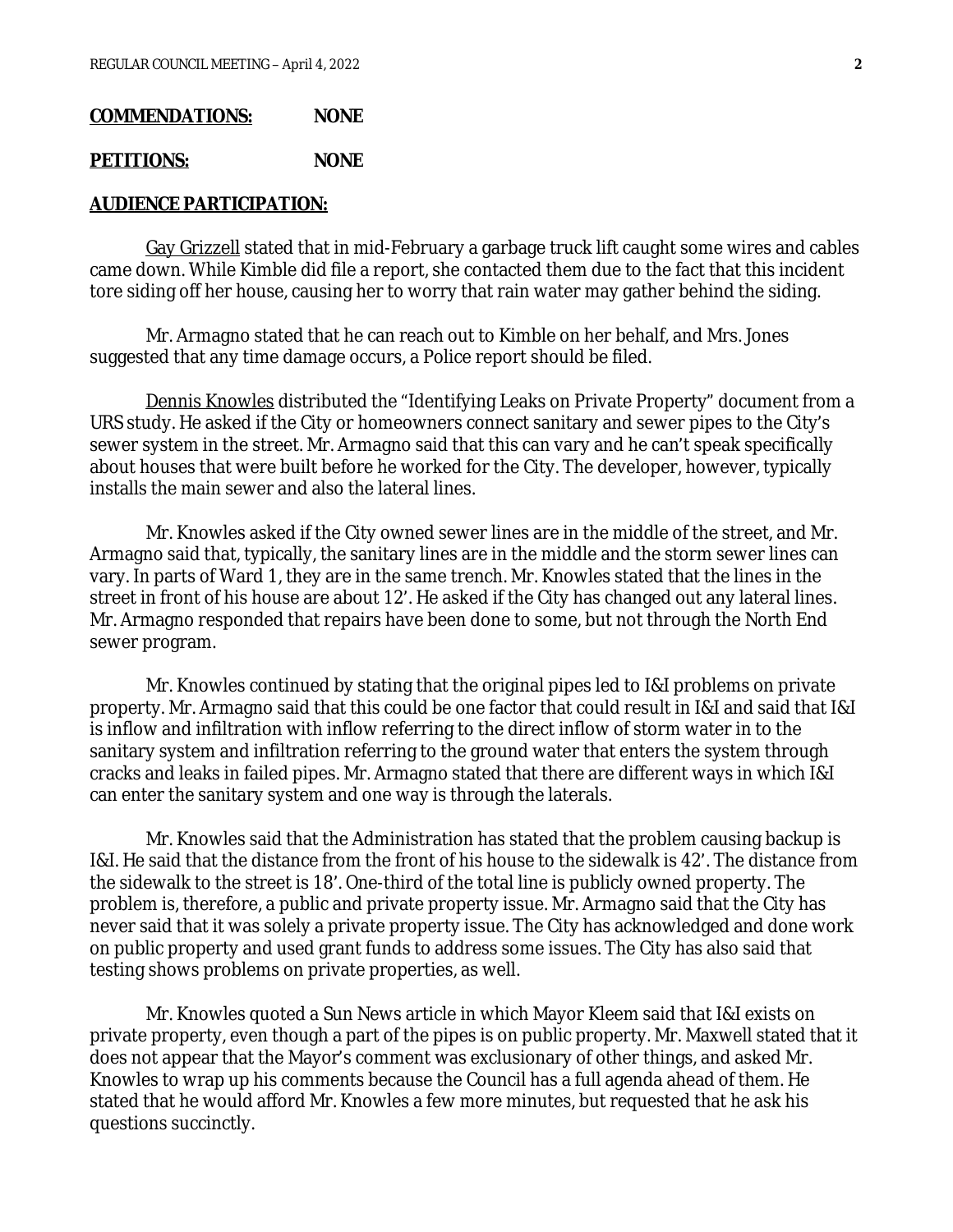**COMMENDATIONS:** **NONE**

**PETITIONS:** **NONE**

**AUDIENCE PARTICIPATION:**

Gay Grizzell stated that in mid-February a garbage truck lift caught some wires and cables came down. While Kimble did file a report, she contacted them due to the fact that this incident tore siding off her house, causing her to worry that rain water may gather behind the siding.

Mr. Armagno stated that he can reach out to Kimble on her behalf, and Mrs. Jones suggested that any time damage occurs, a Police report should be filed.

Dennis Knowles distributed the "Identifying Leaks on Private Property" document from a URS study. He asked if the City or homeowners connect sanitary and sewer pipes to the City's sewer system in the street. Mr. Armagno said that this can vary and he can't speak specifically about houses that were built before he worked for the City. The developer, however, typically installs the main sewer and also the lateral lines.

Mr. Knowles asked if the City owned sewer lines are in the middle of the street, and Mr. Armagno said that, typically, the sanitary lines are in the middle and the storm sewer lines can vary. In parts of Ward 1, they are in the same trench. Mr. Knowles stated that the lines in the street in front of his house are about 12'. He asked if the City has changed out any lateral lines. Mr. Armagno responded that repairs have been done to some, but not through the North End sewer program.

Mr. Knowles continued by stating that the original pipes led to I&I problems on private property. Mr. Armagno said that this could be one factor that could result in I&I and said that I&I is inflow and infiltration with inflow referring to the direct inflow of storm water in to the sanitary system and infiltration referring to the ground water that enters the system through cracks and leaks in failed pipes. Mr. Armagno stated that there are different ways in which I&I can enter the sanitary system and one way is through the laterals.

Mr. Knowles said that the Administration has stated that the problem causing backup is I&I. He said that the distance from the front of his house to the sidewalk is 42'. The distance from the sidewalk to the street is 18'. One-third of the total line is publicly owned property. The problem is, therefore, a public and private property issue. Mr. Armagno said that the City has never said that it was solely a private property issue. The City has acknowledged and done work on public property and used grant funds to address some issues. The City has also said that testing shows problems on private properties, as well.

Mr. Knowles quoted a Sun News article in which Mayor Kleem said that I&I exists on private property, even though a part of the pipes is on public property. Mr. Maxwell stated that it does not appear that the Mayor's comment was exclusionary of other things, and asked Mr. Knowles to wrap up his comments because the Council has a full agenda ahead of them. He stated that he would afford Mr. Knowles a few more minutes, but requested that he ask his questions succinctly.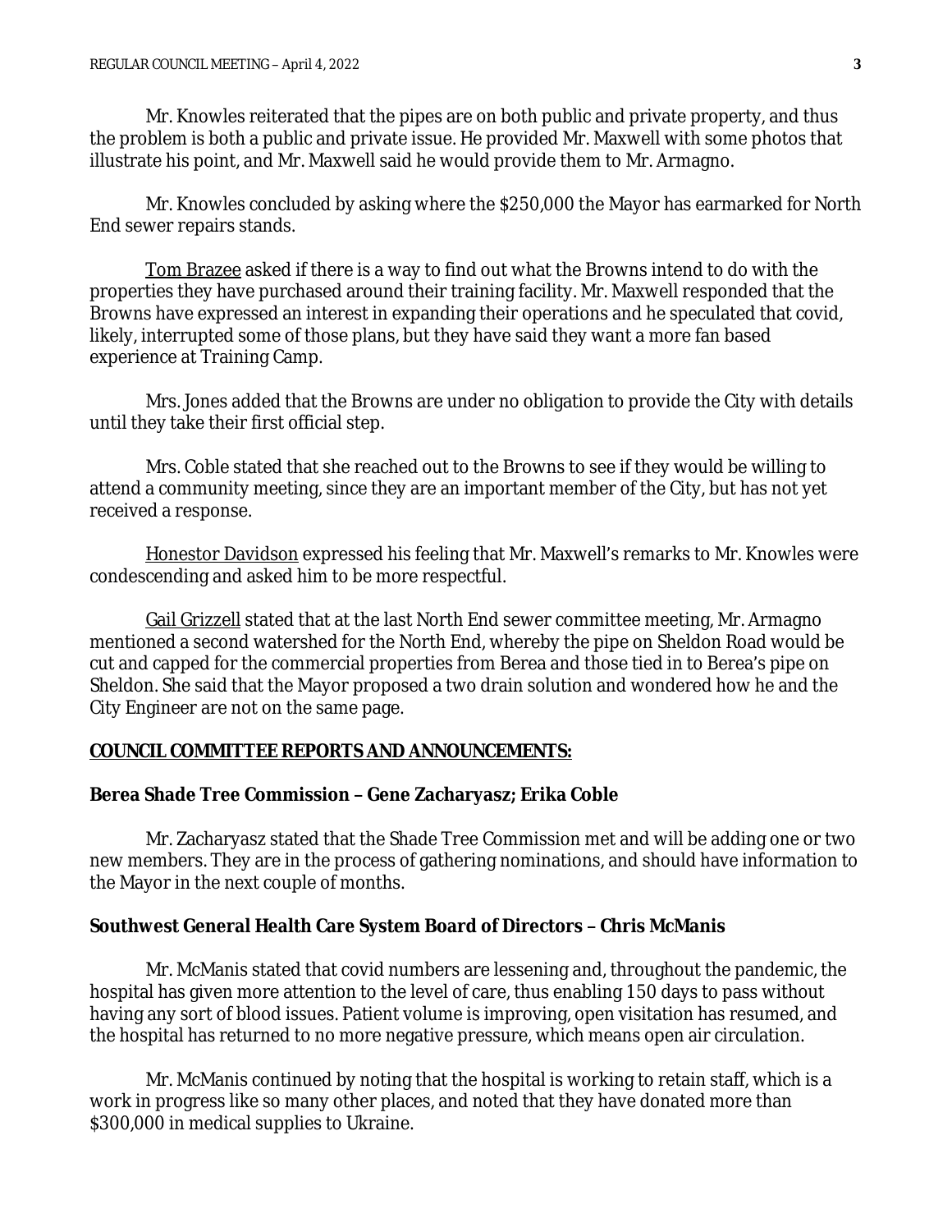Mr. Knowles reiterated that the pipes are on both public and private property, and thus the problem is both a public and private issue. He provided Mr. Maxwell with some photos that illustrate his point, and Mr. Maxwell said he would provide them to Mr. Armagno.

Mr. Knowles concluded by asking where the $250,000 the Mayor has earmarked for North End sewer repairs stands.

<u>Tom Brazee</u> asked if there is a way to find out what the Browns intend to do with the properties they have purchased around their training facility. Mr. Maxwell responded that the Browns have expressed an interest in expanding their operations and he speculated that covid, likely, interrupted some of those plans, but they have said they want a more fan based experience at Training Camp.

Mrs. Jones added that the Browns are under no obligation to provide the City with details until they take their first official step.

Mrs. Coble stated that she reached out to the Browns to see if they would be willing to attend a community meeting, since they are an important member of the City, but has not yet received a response.

<u>Honestor Davidson</u> expressed his feeling that Mr. Maxwell's remarks to Mr. Knowles were condescending and asked him to be more respectful.

<u>Gail Grizzell</u> stated that at the last North End sewer committee meeting, Mr. Armagno mentioned a second watershed for the North End, whereby the pipe on Sheldon Road would be cut and capped for the commercial properties from Berea and those tied in to Berea's pipe on Sheldon. She said that the Mayor proposed a two drain solution and wondered how he and the City Engineer are not on the same page.

## <u>COUNCIL COMMITTEE REPORTS AND ANNOUNCEMENTS:</u>

### Berea Shade Tree Commission – Gene Zacharyasz; Erika Coble

Mr. Zacharyasz stated that the Shade Tree Commission met and will be adding one or two new members. They are in the process of gathering nominations, and should have information to the Mayor in the next couple of months.

### Southwest General Health Care System Board of Directors – Chris McManis

Mr. McManis stated that covid numbers are lessening and, throughout the pandemic, the hospital has given more attention to the level of care, thus enabling 150 days to pass without having any sort of blood issues. Patient volume is improving, open visitation has resumed, and the hospital has returned to no more negative pressure, which means open air circulation.

Mr. McManis continued by noting that the hospital is working to retain staff, which is a work in progress like so many other places, and noted that they have donated more than $300,000 in medical supplies to Ukraine.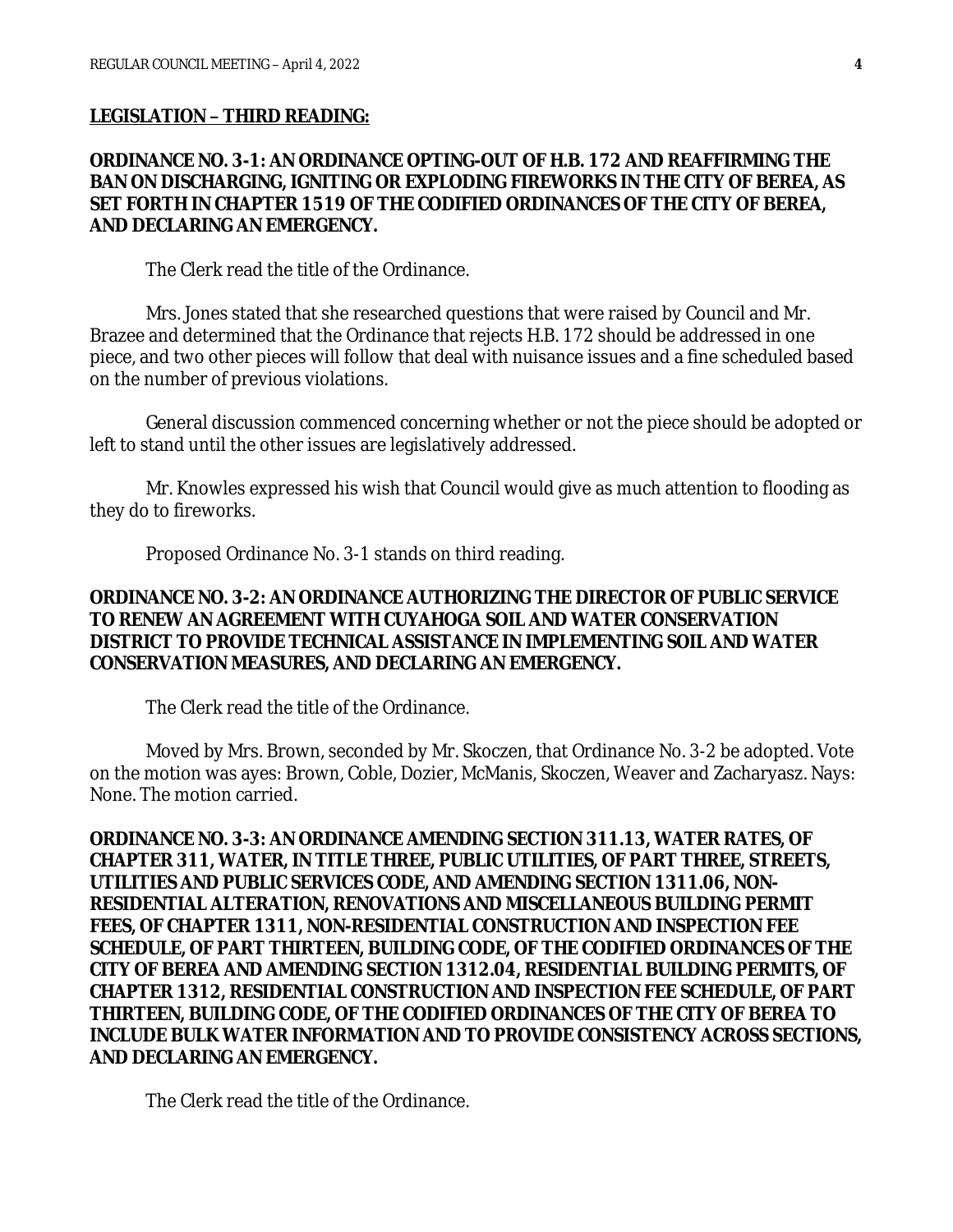**LEGISLATION – THIRD READING:**

**ORDINANCE NO. 3-1: AN ORDINANCE OPTING-OUT OF H.B. 172 AND REAFFIRMING THE BAN ON DISCHARGING, IGNITING OR EXPLODING FIREWORKS IN THE CITY OF BEREA, AS SET FORTH IN CHAPTER 1519 OF THE CODIFIED ORDINANCES OF THE CITY OF BEREA, AND DECLARING AN EMERGENCY.**

The Clerk read the title of the Ordinance.

Mrs. Jones stated that she researched questions that were raised by Council and Mr. Brazee and determined that the Ordinance that rejects H.B. 172 should be addressed in one piece, and two other pieces will follow that deal with nuisance issues and a fine scheduled based on the number of previous violations.

General discussion commenced concerning whether or not the piece should be adopted or left to stand until the other issues are legislatively addressed.

Mr. Knowles expressed his wish that Council would give as much attention to flooding as they do to fireworks.

Proposed Ordinance No. 3-1 stands on third reading.

**ORDINANCE NO. 3-2: AN ORDINANCE AUTHORIZING THE DIRECTOR OF PUBLIC SERVICE TO RENEW AN AGREEMENT WITH CUYAHOGA SOIL AND WATER CONSERVATION DISTRICT TO PROVIDE TECHNICAL ASSISTANCE IN IMPLEMENTING SOIL AND WATER CONSERVATION MEASURES, AND DECLARING AN EMERGENCY.**

The Clerk read the title of the Ordinance.

Moved by Mrs. Brown, seconded by Mr. Skoczen, that Ordinance No. 3-2 be adopted. Vote on the motion was ayes: Brown, Coble, Dozier, McManis, Skoczen, Weaver and Zacharyasz. Nays: None. The motion carried.

**ORDINANCE NO. 3-3: AN ORDINANCE AMENDING SECTION 311.13, WATER RATES, OF CHAPTER 311, WATER, IN TITLE THREE, PUBLIC UTILITIES, OF PART THREE, STREETS, UTILITIES AND PUBLIC SERVICES CODE, AND AMENDING SECTION 1311.06, NON-RESIDENTIAL ALTERATION, RENOVATIONS AND MISCELLANEOUS BUILDING PERMIT FEES, OF CHAPTER 1311, NON-RESIDENTIAL CONSTRUCTION AND INSPECTION FEE SCHEDULE, OF PART THIRTEEN, BUILDING CODE, OF THE CODIFIED ORDINANCES OF THE CITY OF BEREA AND AMENDING SECTION 1312.04, RESIDENTIAL BUILDING PERMITS, OF CHAPTER 1312, RESIDENTIAL CONSTRUCTION AND INSPECTION FEE SCHEDULE, OF PART THIRTEEN, BUILDING CODE, OF THE CODIFIED ORDINANCES OF THE CITY OF BEREA TO INCLUDE BULK WATER INFORMATION AND TO PROVIDE CONSISTENCY ACROSS SECTIONS, AND DECLARING AN EMERGENCY.**

The Clerk read the title of the Ordinance.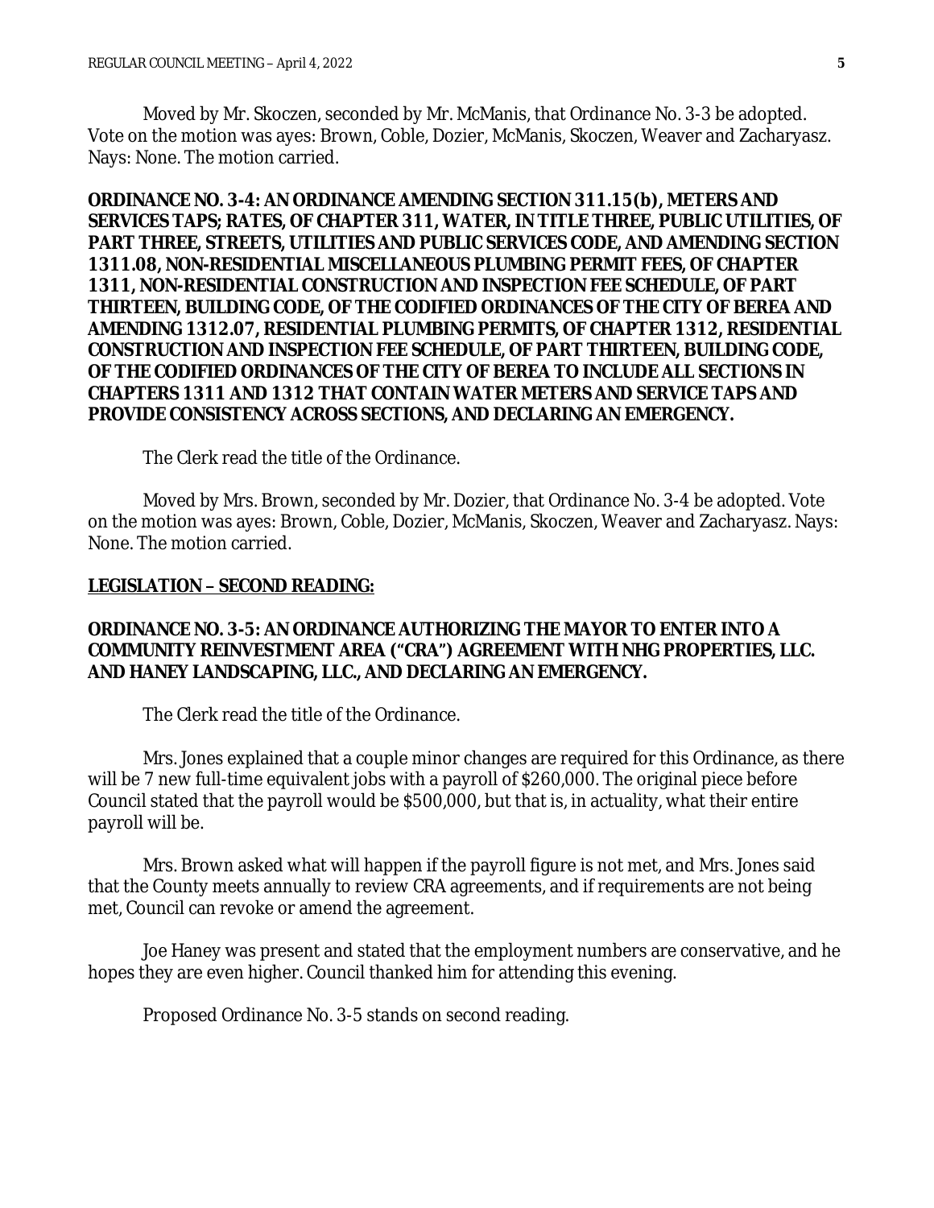Moved by Mr. Skoczen, seconded by Mr. McManis, that Ordinance No. 3-3 be adopted. Vote on the motion was ayes: Brown, Coble, Dozier, McManis, Skoczen, Weaver and Zacharyasz. Nays: None. The motion carried.

**ORDINANCE NO. 3-4: AN ORDINANCE AMENDING SECTION 311.15(b), METERS AND SERVICES TAPS; RATES, OF CHAPTER 311, WATER, IN TITLE THREE, PUBLIC UTILITIES, OF PART THREE, STREETS, UTILITIES AND PUBLIC SERVICES CODE, AND AMENDING SECTION 1311.08, NON-RESIDENTIAL MISCELLANEOUS PLUMBING PERMIT FEES, OF CHAPTER 1311, NON-RESIDENTIAL CONSTRUCTION AND INSPECTION FEE SCHEDULE, OF PART THIRTEEN, BUILDING CODE, OF THE CODIFIED ORDINANCES OF THE CITY OF BEREA AND AMENDING 1312.07, RESIDENTIAL PLUMBING PERMITS, OF CHAPTER 1312, RESIDENTIAL CONSTRUCTION AND INSPECTION FEE SCHEDULE, OF PART THIRTEEN, BUILDING CODE, OF THE CODIFIED ORDINANCES OF THE CITY OF BEREA TO INCLUDE ALL SECTIONS IN CHAPTERS 1311 AND 1312 THAT CONTAIN WATER METERS AND SERVICE TAPS AND PROVIDE CONSISTENCY ACROSS SECTIONS, AND DECLARING AN EMERGENCY.**

The Clerk read the title of the Ordinance.

Moved by Mrs. Brown, seconded by Mr. Dozier, that Ordinance No. 3-4 be adopted. Vote on the motion was ayes: Brown, Coble, Dozier, McManis, Skoczen, Weaver and Zacharyasz. Nays: None. The motion carried.

**LEGISLATION – SECOND READING:**

**ORDINANCE NO. 3-5: AN ORDINANCE AUTHORIZING THE MAYOR TO ENTER INTO A COMMUNITY REINVESTMENT AREA ("CRA") AGREEMENT WITH NHG PROPERTIES, LLC. AND HANEY LANDSCAPING, LLC., AND DECLARING AN EMERGENCY.**

The Clerk read the title of the Ordinance.

Mrs. Jones explained that a couple minor changes are required for this Ordinance, as there will be 7 new full-time equivalent jobs with a payroll of $260,000. The original piece before Council stated that the payroll would be $500,000, but that is, in actuality, what their entire payroll will be.

Mrs. Brown asked what will happen if the payroll figure is not met, and Mrs. Jones said that the County meets annually to review CRA agreements, and if requirements are not being met, Council can revoke or amend the agreement.

Joe Haney was present and stated that the employment numbers are conservative, and he hopes they are even higher. Council thanked him for attending this evening.

Proposed Ordinance No. 3-5 stands on second reading.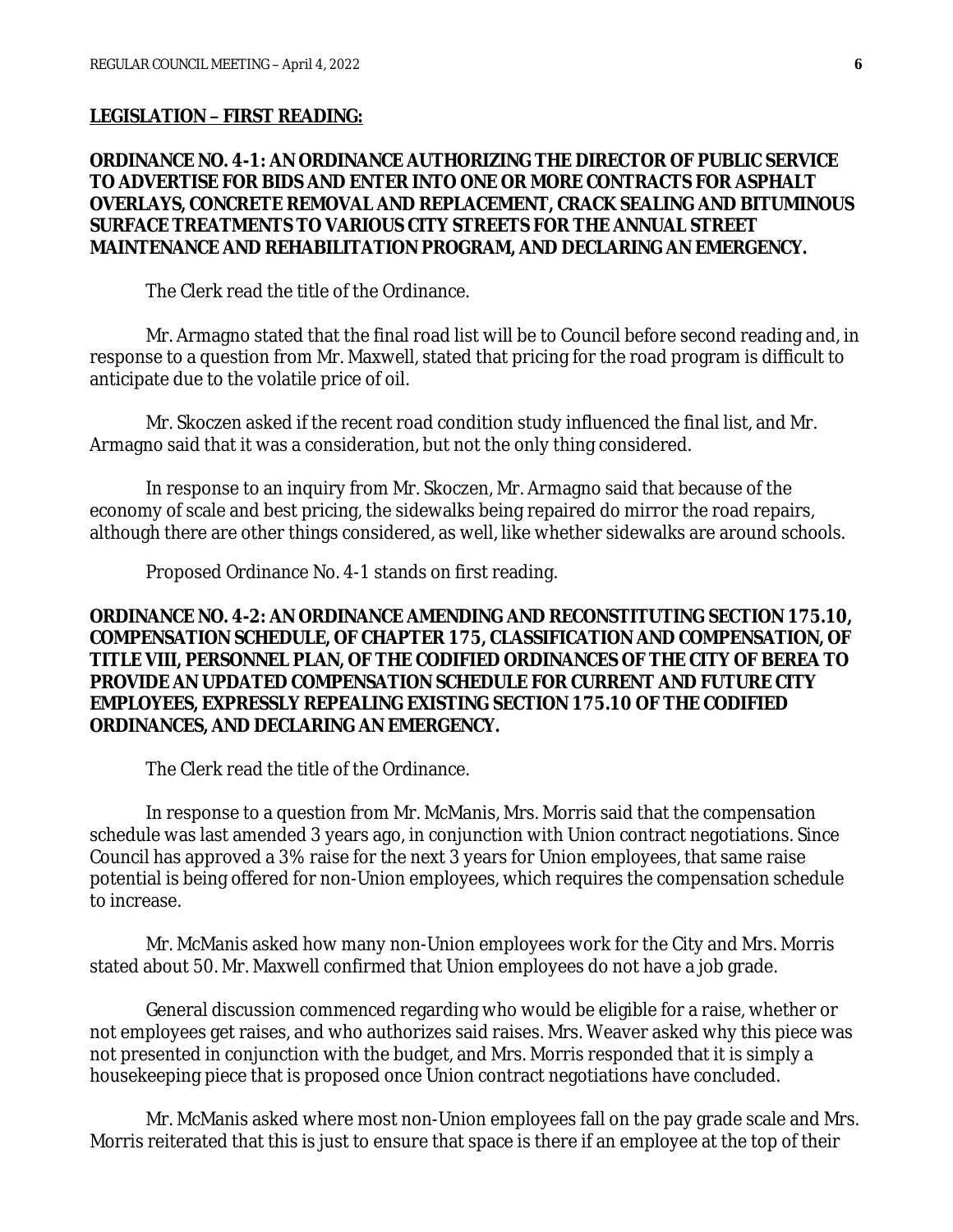**LEGISLATION – FIRST READING:**

**ORDINANCE NO. 4-1: AN ORDINANCE AUTHORIZING THE DIRECTOR OF PUBLIC SERVICE TO ADVERTISE FOR BIDS AND ENTER INTO ONE OR MORE CONTRACTS FOR ASPHALT OVERLAYS, CONCRETE REMOVAL AND REPLACEMENT, CRACK SEALING AND BITUMINOUS SURFACE TREATMENTS TO VARIOUS CITY STREETS FOR THE ANNUAL STREET MAINTENANCE AND REHABILITATION PROGRAM, AND DECLARING AN EMERGENCY.**

The Clerk read the title of the Ordinance.

Mr. Armagno stated that the final road list will be to Council before second reading and, in response to a question from Mr. Maxwell, stated that pricing for the road program is difficult to anticipate due to the volatile price of oil.

Mr. Skoczen asked if the recent road condition study influenced the final list, and Mr. Armagno said that it was a consideration, but not the only thing considered.

In response to an inquiry from Mr. Skoczen, Mr. Armagno said that because of the economy of scale and best pricing, the sidewalks being repaired do mirror the road repairs, although there are other things considered, as well, like whether sidewalks are around schools.

Proposed Ordinance No. 4-1 stands on first reading.

**ORDINANCE NO. 4-2: AN ORDINANCE AMENDING AND RECONSTITUTING SECTION 175.10, COMPENSATION SCHEDULE, OF CHAPTER 175, CLASSIFICATION AND COMPENSATION, OF TITLE VIII, PERSONNEL PLAN, OF THE CODIFIED ORDINANCES OF THE CITY OF BEREA TO PROVIDE AN UPDATED COMPENSATION SCHEDULE FOR CURRENT AND FUTURE CITY EMPLOYEES, EXPRESSLY REPEALING EXISTING SECTION 175.10 OF THE CODIFIED ORDINANCES, AND DECLARING AN EMERGENCY.**

The Clerk read the title of the Ordinance.

In response to a question from Mr. McManis, Mrs. Morris said that the compensation schedule was last amended 3 years ago, in conjunction with Union contract negotiations. Since Council has approved a 3% raise for the next 3 years for Union employees, that same raise potential is being offered for non-Union employees, which requires the compensation schedule to increase.

Mr. McManis asked how many non-Union employees work for the City and Mrs. Morris stated about 50. Mr. Maxwell confirmed that Union employees do not have a job grade.

General discussion commenced regarding who would be eligible for a raise, whether or not employees get raises, and who authorizes said raises. Mrs. Weaver asked why this piece was not presented in conjunction with the budget, and Mrs. Morris responded that it is simply a housekeeping piece that is proposed once Union contract negotiations have concluded.

Mr. McManis asked where most non-Union employees fall on the pay grade scale and Mrs. Morris reiterated that this is just to ensure that space is there if an employee at the top of their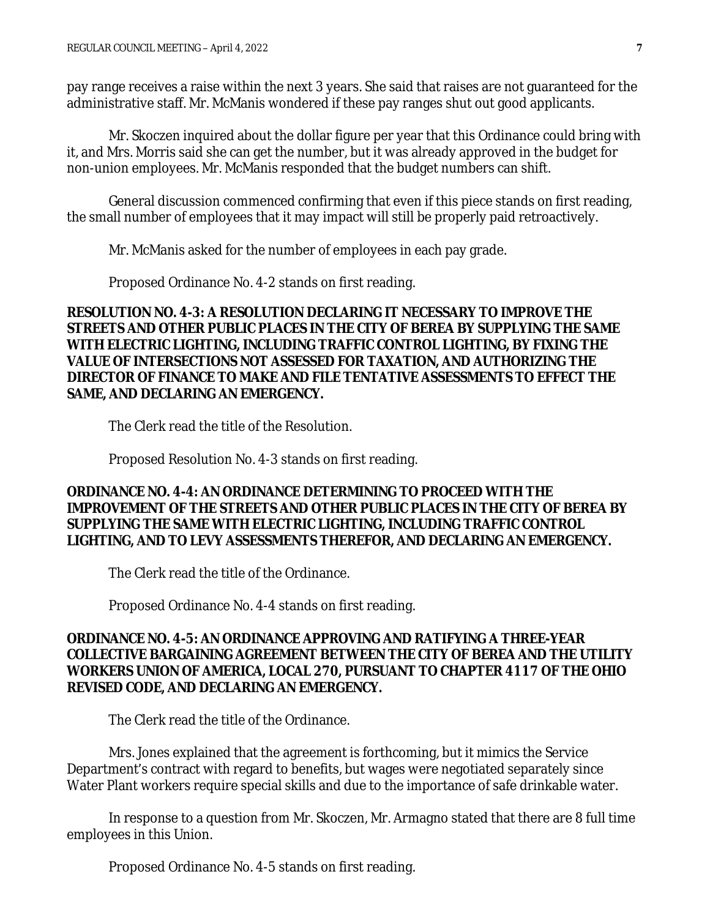pay range receives a raise within the next 3 years. She said that raises are not guaranteed for the administrative staff. Mr. McManis wondered if these pay ranges shut out good applicants.

Mr. Skoczen inquired about the dollar figure per year that this Ordinance could bring with it, and Mrs. Morris said she can get the number, but it was already approved in the budget for non-union employees. Mr. McManis responded that the budget numbers can shift.

General discussion commenced confirming that even if this piece stands on first reading, the small number of employees that it may impact will still be properly paid retroactively.

Mr. McManis asked for the number of employees in each pay grade.

Proposed Ordinance No. 4-2 stands on first reading.

**RESOLUTION NO. 4-3: A RESOLUTION DECLARING IT NECESSARY TO IMPROVE THE STREETS AND OTHER PUBLIC PLACES IN THE CITY OF BEREA BY SUPPLYING THE SAME WITH ELECTRIC LIGHTING, INCLUDING TRAFFIC CONTROL LIGHTING, BY FIXING THE VALUE OF INTERSECTIONS NOT ASSESSED FOR TAXATION, AND AUTHORIZING THE DIRECTOR OF FINANCE TO MAKE AND FILE TENTATIVE ASSESSMENTS TO EFFECT THE SAME, AND DECLARING AN EMERGENCY.**

The Clerk read the title of the Resolution.

Proposed Resolution No. 4-3 stands on first reading.

**ORDINANCE NO. 4-4: AN ORDINANCE DETERMINING TO PROCEED WITH THE IMPROVEMENT OF THE STREETS AND OTHER PUBLIC PLACES IN THE CITY OF BEREA BY SUPPLYING THE SAME WITH ELECTRIC LIGHTING, INCLUDING TRAFFIC CONTROL LIGHTING, AND TO LEVY ASSESSMENTS THEREFOR, AND DECLARING AN EMERGENCY.**

The Clerk read the title of the Ordinance.

Proposed Ordinance No. 4-4 stands on first reading.

**ORDINANCE NO. 4-5: AN ORDINANCE APPROVING AND RATIFYING A THREE-YEAR COLLECTIVE BARGAINING AGREEMENT BETWEEN THE CITY OF BEREA AND THE UTILITY WORKERS UNION OF AMERICA, LOCAL 270, PURSUANT TO CHAPTER 4117 OF THE OHIO REVISED CODE, AND DECLARING AN EMERGENCY.**

The Clerk read the title of the Ordinance.

Mrs. Jones explained that the agreement is forthcoming, but it mimics the Service Department's contract with regard to benefits, but wages were negotiated separately since Water Plant workers require special skills and due to the importance of safe drinkable water.

In response to a question from Mr. Skoczen, Mr. Armagno stated that there are 8 full time employees in this Union.

Proposed Ordinance No. 4-5 stands on first reading.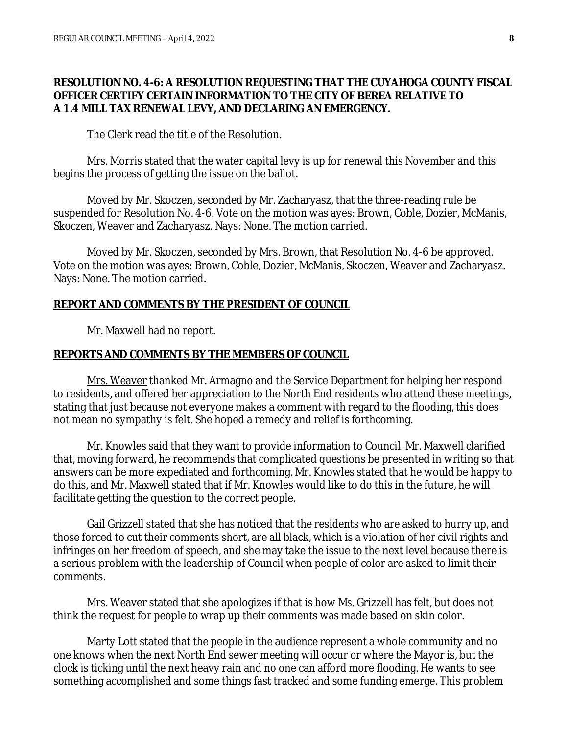**RESOLUTION NO. 4-6: A RESOLUTION REQUESTING THAT THE CUYAHOGA COUNTY FISCAL OFFICER CERTIFY CERTAIN INFORMATION TO THE CITY OF BEREA RELATIVE TO A 1.4 MILL TAX RENEWAL LEVY, AND DECLARING AN EMERGENCY.**

The Clerk read the title of the Resolution.

Mrs. Morris stated that the water capital levy is up for renewal this November and this begins the process of getting the issue on the ballot.

Moved by Mr. Skoczen, seconded by Mr. Zacharyasz, that the three-reading rule be suspended for Resolution No. 4-6. Vote on the motion was ayes: Brown, Coble, Dozier, McManis, Skoczen, Weaver and Zacharyasz. Nays: None. The motion carried.

Moved by Mr. Skoczen, seconded by Mrs. Brown, that Resolution No. 4-6 be approved. Vote on the motion was ayes: Brown, Coble, Dozier, McManis, Skoczen, Weaver and Zacharyasz. Nays: None. The motion carried.

**REPORT AND COMMENTS BY THE PRESIDENT OF COUNCIL**

Mr. Maxwell had no report.

**REPORTS AND COMMENTS BY THE MEMBERS OF COUNCIL**

Mrs. Weaver thanked Mr. Armagno and the Service Department for helping her respond to residents, and offered her appreciation to the North End residents who attend these meetings, stating that just because not everyone makes a comment with regard to the flooding, this does not mean no sympathy is felt. She hoped a remedy and relief is forthcoming.

Mr. Knowles said that they want to provide information to Council. Mr. Maxwell clarified that, moving forward, he recommends that complicated questions be presented in writing so that answers can be more expediated and forthcoming. Mr. Knowles stated that he would be happy to do this, and Mr. Maxwell stated that if Mr. Knowles would like to do this in the future, he will facilitate getting the question to the correct people.

Gail Grizzell stated that she has noticed that the residents who are asked to hurry up, and those forced to cut their comments short, are all black, which is a violation of her civil rights and infringes on her freedom of speech, and she may take the issue to the next level because there is a serious problem with the leadership of Council when people of color are asked to limit their comments.

Mrs. Weaver stated that she apologizes if that is how Ms. Grizzell has felt, but does not think the request for people to wrap up their comments was made based on skin color.

Marty Lott stated that the people in the audience represent a whole community and no one knows when the next North End sewer meeting will occur or where the Mayor is, but the clock is ticking until the next heavy rain and no one can afford more flooding. He wants to see something accomplished and some things fast tracked and some funding emerge. This problem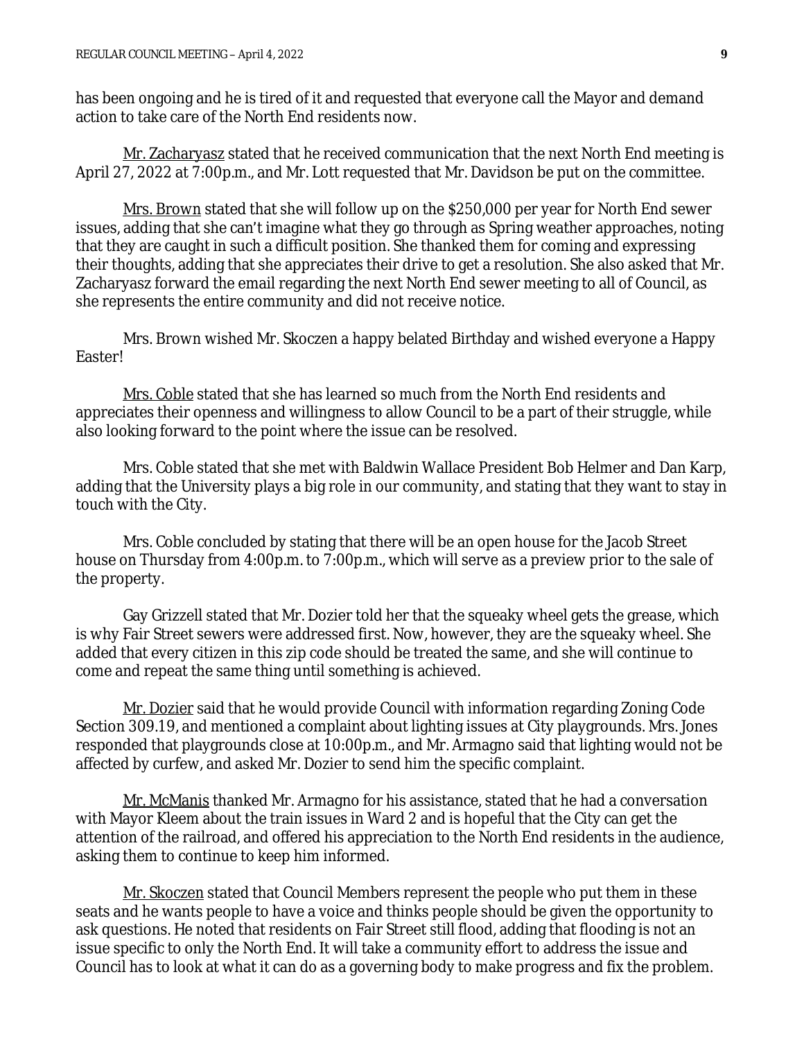has been ongoing and he is tired of it and requested that everyone call the Mayor and demand action to take care of the North End residents now.

<u>Mr. Zacharyasz</u> stated that he received communication that the next North End meeting is April 27, 2022 at 7:00p.m., and Mr. Lott requested that Mr. Davidson be put on the committee.

<u>Mrs. Brown</u> stated that she will follow up on the $250,000 per year for North End sewer issues, adding that she can't imagine what they go through as Spring weather approaches, noting that they are caught in such a difficult position. She thanked them for coming and expressing their thoughts, adding that she appreciates their drive to get a resolution. She also asked that Mr. Zacharyasz forward the email regarding the next North End sewer meeting to all of Council, as she represents the entire community and did not receive notice.

Mrs. Brown wished Mr. Skoczen a happy belated Birthday and wished everyone a Happy Easter!

<u>Mrs. Coble</u> stated that she has learned so much from the North End residents and appreciates their openness and willingness to allow Council to be a part of their struggle, while also looking forward to the point where the issue can be resolved.

Mrs. Coble stated that she met with Baldwin Wallace President Bob Helmer and Dan Karp, adding that the University plays a big role in our community, and stating that they want to stay in touch with the City.

Mrs. Coble concluded by stating that there will be an open house for the Jacob Street house on Thursday from 4:00p.m. to 7:00p.m., which will serve as a preview prior to the sale of the property.

Gay Grizzell stated that Mr. Dozier told her that the squeaky wheel gets the grease, which is why Fair Street sewers were addressed first. Now, however, they are the squeaky wheel. She added that every citizen in this zip code should be treated the same, and she will continue to come and repeat the same thing until something is achieved.

<u>Mr. Dozier</u> said that he would provide Council with information regarding Zoning Code Section 309.19, and mentioned a complaint about lighting issues at City playgrounds. Mrs. Jones responded that playgrounds close at 10:00p.m., and Mr. Armagno said that lighting would not be affected by curfew, and asked Mr. Dozier to send him the specific complaint.

<u>Mr. McManis</u> thanked Mr. Armagno for his assistance, stated that he had a conversation with Mayor Kleem about the train issues in Ward 2 and is hopeful that the City can get the attention of the railroad, and offered his appreciation to the North End residents in the audience, asking them to continue to keep him informed.

<u>Mr. Skoczen</u> stated that Council Members represent the people who put them in these seats and he wants people to have a voice and thinks people should be given the opportunity to ask questions. He noted that residents on Fair Street still flood, adding that flooding is not an issue specific to only the North End. It will take a community effort to address the issue and Council has to look at what it can do as a governing body to make progress and fix the problem.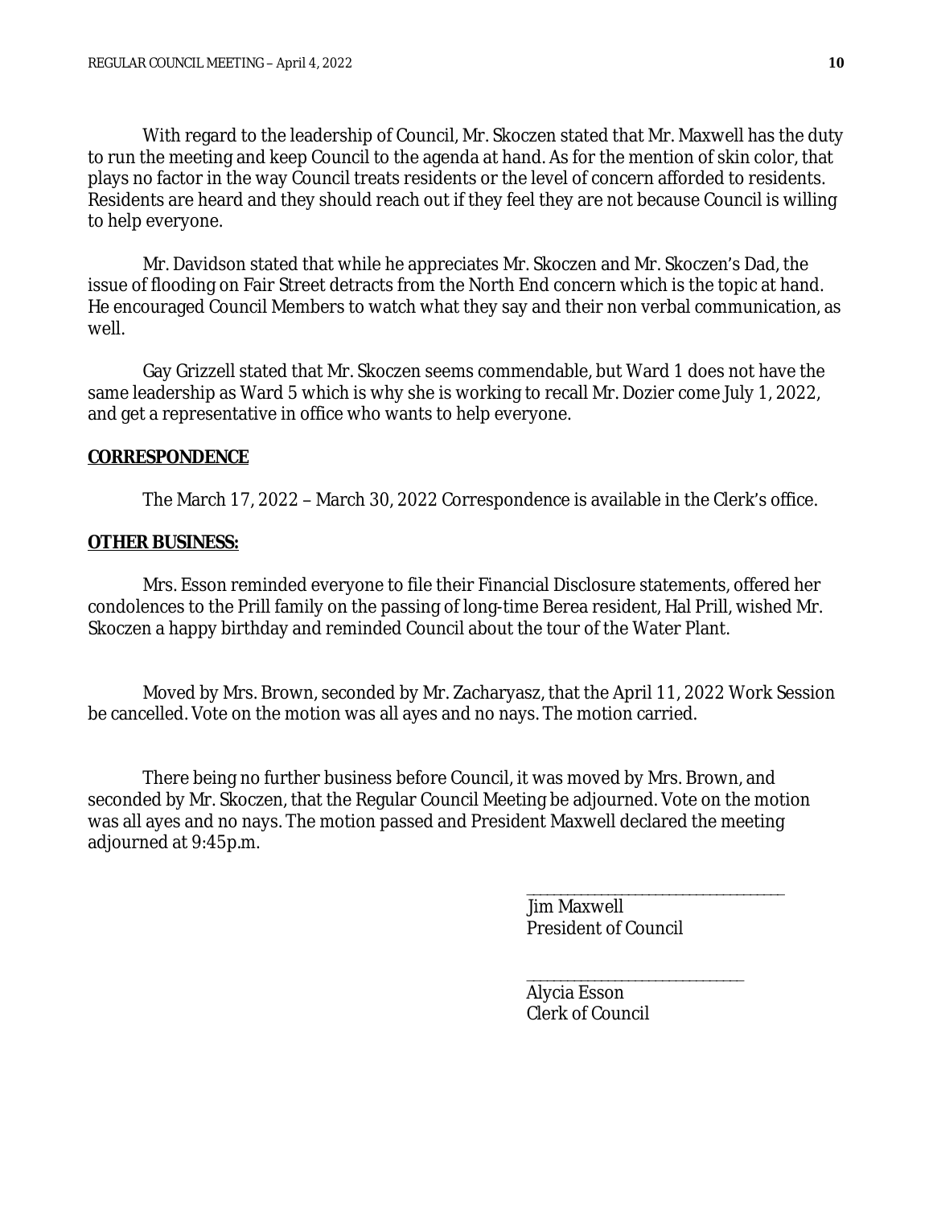With regard to the leadership of Council, Mr. Skoczen stated that Mr. Maxwell has the duty to run the meeting and keep Council to the agenda at hand. As for the mention of skin color, that plays no factor in the way Council treats residents or the level of concern afforded to residents. Residents are heard and they should reach out if they feel they are not because Council is willing to help everyone.

Mr. Davidson stated that while he appreciates Mr. Skoczen and Mr. Skoczen's Dad, the issue of flooding on Fair Street detracts from the North End concern which is the topic at hand. He encouraged Council Members to watch what they say and their non verbal communication, as well.

Gay Grizzell stated that Mr. Skoczen seems commendable, but Ward 1 does not have the same leadership as Ward 5 which is why she is working to recall Mr. Dozier come July 1, 2022, and get a representative in office who wants to help everyone.

**CORRESPONDENCE**

The March 17, 2022 – March 30, 2022 Correspondence is available in the Clerk's office.

**OTHER BUSINESS:**

Mrs. Esson reminded everyone to file their Financial Disclosure statements, offered her condolences to the Prill family on the passing of long-time Berea resident, Hal Prill, wished Mr. Skoczen a happy birthday and reminded Council about the tour of the Water Plant.

Moved by Mrs. Brown, seconded by Mr. Zacharyasz, that the April 11, 2022 Work Session be cancelled. Vote on the motion was all ayes and no nays. The motion carried.

There being no further business before Council, it was moved by Mrs. Brown, and seconded by Mr. Skoczen, that the Regular Council Meeting be adjourned. Vote on the motion was all ayes and no nays. The motion passed and President Maxwell declared the meeting adjourned at 9:45p.m.

\_\_\_\_\_\_\_\_\_\_\_\_\_\_\_\_\_\_\_\_\_\_\_\_\_\_\_\_\_\_\_\_\_\_
Jim Maxwell
President of Council

\_\_\_\_\_\_\_\_\_\_\_\_\_\_\_\_\_\_\_\_\_\_\_\_\_\_\_\_\_\_
Alycia Esson
Clerk of Council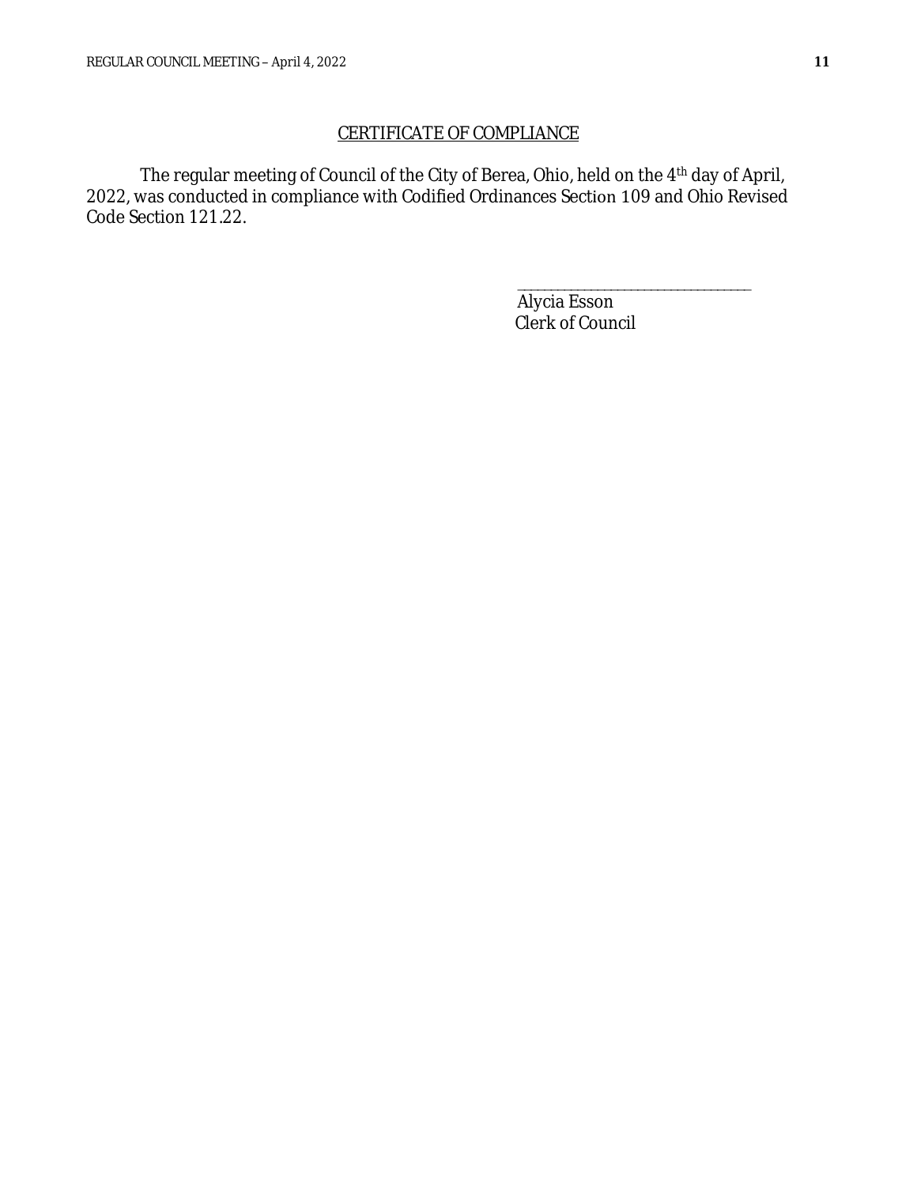## CERTIFICATE OF COMPLIANCE

The regular meeting of Council of the City of Berea, Ohio, held on the 4th day of April, 2022, was conducted in compliance with Codified Ordinances Section 109 and Ohio Revised Code Section 121.22.

\_\_\_\_\_\_\_\_\_\_\_\_\_\_\_\_\_\_\_\_\_\_\_\_\_\_\_\_\_\_\_\_\_\_\_\_
Alycia Esson
Clerk of Council